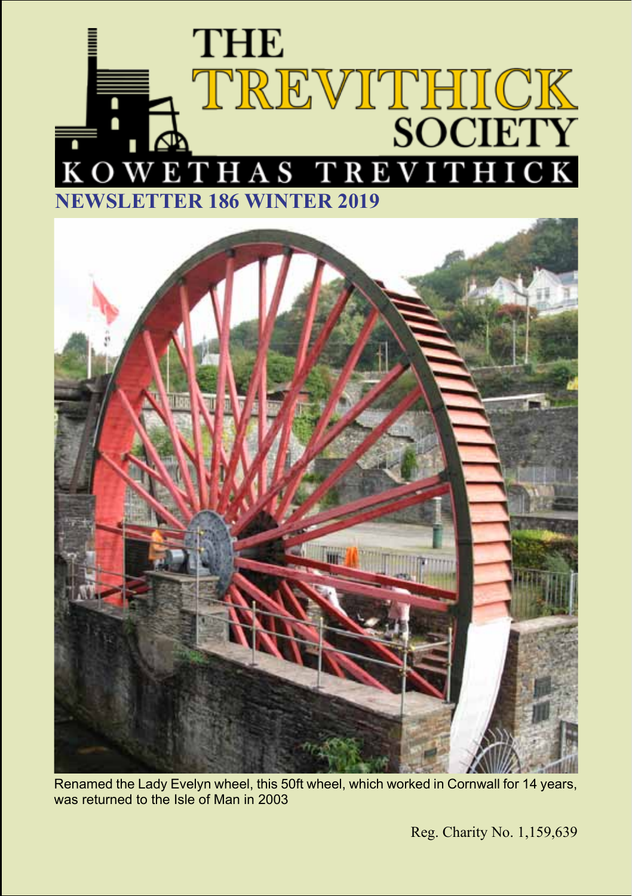# THE TREVITHICK SOCIETY

## KOWETHAS TREVITHICK

## NEWSLETTER 186 WINTER 2019

Renamed the Lady Evelyn wheel, this 50ft wheel, which worked in Cornwall for 14 years, was returned to the Isle of Man in 2003

Reg. Charity No. 1,159,639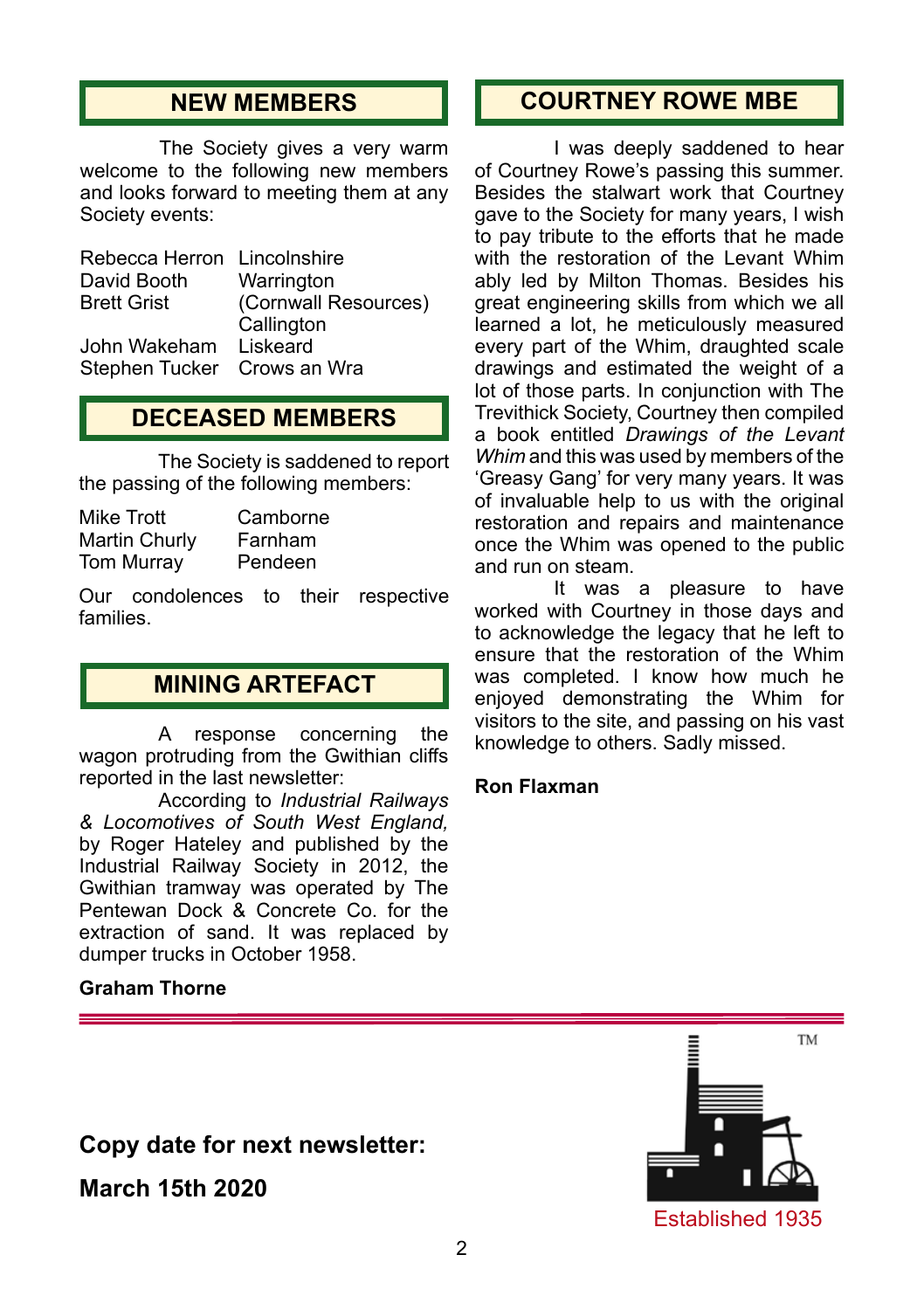## NEW MEMBERS

The Society gives a very warm welcome to the following new members and looks forward to meeting them at any Society events:

| | |
|---|---|
| Rebecca Herron | Lincolnshire |
| David Booth | Warrington |
| Brett Grist | (Cornwall Resources) Callington |
| John Wakeham | Liskeard |
| Stephen Tucker | Crows an Wra |

## DECEASED MEMBERS

The Society is saddened to report the passing of the following members:

| | |
|---|---|
| Mike Trott | Camborne |
| Martin Churly | Farnham |
| Tom Murray | Pendeen |

Our condolences to their respective families.

## MINING ARTEFACT

A response concerning the wagon protruding from the Gwithian cliffs reported in the last newsletter:

According to *Industrial Railways & Locomotives of South West England,* by Roger Hateley and published by the Industrial Railway Society in 2012, the Gwithian tramway was operated by The Pentewan Dock & Concrete Co. for the extraction of sand. It was replaced by dumper trucks in October 1958.

**Graham Thorne**

## COURTNEY ROWE MBE

I was deeply saddened to hear of Courtney Rowe's passing this summer. Besides the stalwart work that Courtney gave to the Society for many years, I wish to pay tribute to the efforts that he made with the restoration of the Levant Whim ably led by Milton Thomas. Besides his great engineering skills from which we all learned a lot, he meticulously measured every part of the Whim, draughted scale drawings and estimated the weight of a lot of those parts. In conjunction with The Trevithick Society, Courtney then compiled a book entitled *Drawings of the Levant Whim* and this was used by members of the 'Greasy Gang' for very many years. It was of invaluable help to us with the original restoration and repairs and maintenance once the Whim was opened to the public and run on steam.

It was a pleasure to have worked with Courtney in those days and to acknowledge the legacy that he left to ensure that the restoration of the Whim was completed. I know how much he enjoyed demonstrating the Whim for visitors to the site, and passing on his vast knowledge to others. Sadly missed.

**Ron Flaxman**

---

**Copy date for next newsletter:**

**March 15th 2020**

Established 1935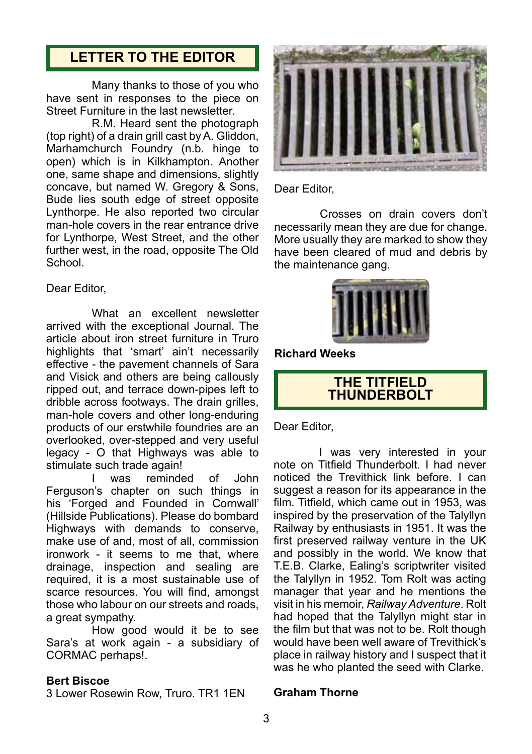## LETTER TO THE EDITOR

Many thanks to those of you who have sent in responses to the piece on Street Furniture in the last newsletter.

R.M. Heard sent the photograph (top right) of a drain grill cast by A. Gliddon, Marhamchurch Foundry (n.b. hinge to open) which is in Kilkhampton. Another one, same shape and dimensions, slightly concave, but named W. Gregory & Sons, Bude lies south edge of street opposite Lynthorpe. He also reported two circular man-hole covers in the rear entrance drive for Lynthorpe, West Street, and the other further west, in the road, opposite The Old School.

Dear Editor,

What an excellent newsletter arrived with the exceptional Journal. The article about iron street furniture in Truro highlights that 'smart' ain't necessarily effective - the pavement channels of Sara and Visick and others are being callously ripped out, and terrace down-pipes left to dribble across footways. The drain grilles, man-hole covers and other long-enduring products of our erstwhile foundries are an overlooked, over-stepped and very useful legacy - O that Highways was able to stimulate such trade again!

I was reminded of John Ferguson's chapter on such things in his 'Forged and Founded in Cornwall' (Hillside Publications). Please do bombard Highways with demands to conserve, make use of and, most of all, commission ironwork - it seems to me that, where drainage, inspection and sealing are required, it is a most sustainable use of scarce resources. You will find, amongst those who labour on our streets and roads, a great sympathy.

How good would it be to see Sara's at work again - a subsidiary of CORMAC perhaps!.

**Bert Biscoe**
3 Lower Rosewin Row, Truro. TR1 1EN

Dear Editor,

Crosses on drain covers don't necessarily mean they are due for change. More usually they are marked to show they have been cleared of mud and debris by the maintenance gang.

**Richard Weeks**

## THE TITFIELD THUNDERBOLT

Dear Editor,

I was very interested in your note on Titfield Thunderbolt. I had never noticed the Trevithick link before. I can suggest a reason for its appearance in the film. Titfield, which came out in 1953, was inspired by the preservation of the Talyllyn Railway by enthusiasts in 1951. It was the first preserved railway venture in the UK and possibly in the world. We know that T.E.B. Clarke, Ealing's scriptwriter visited the Talyllyn in 1952. Tom Rolt was acting manager that year and he mentions the visit in his memoir, *Railway Adventure*. Rolt had hoped that the Talyllyn might star in the film but that was not to be. Rolt though would have been well aware of Trevithick's place in railway history and I suspect that it was he who planted the seed with Clarke.

**Graham Thorne**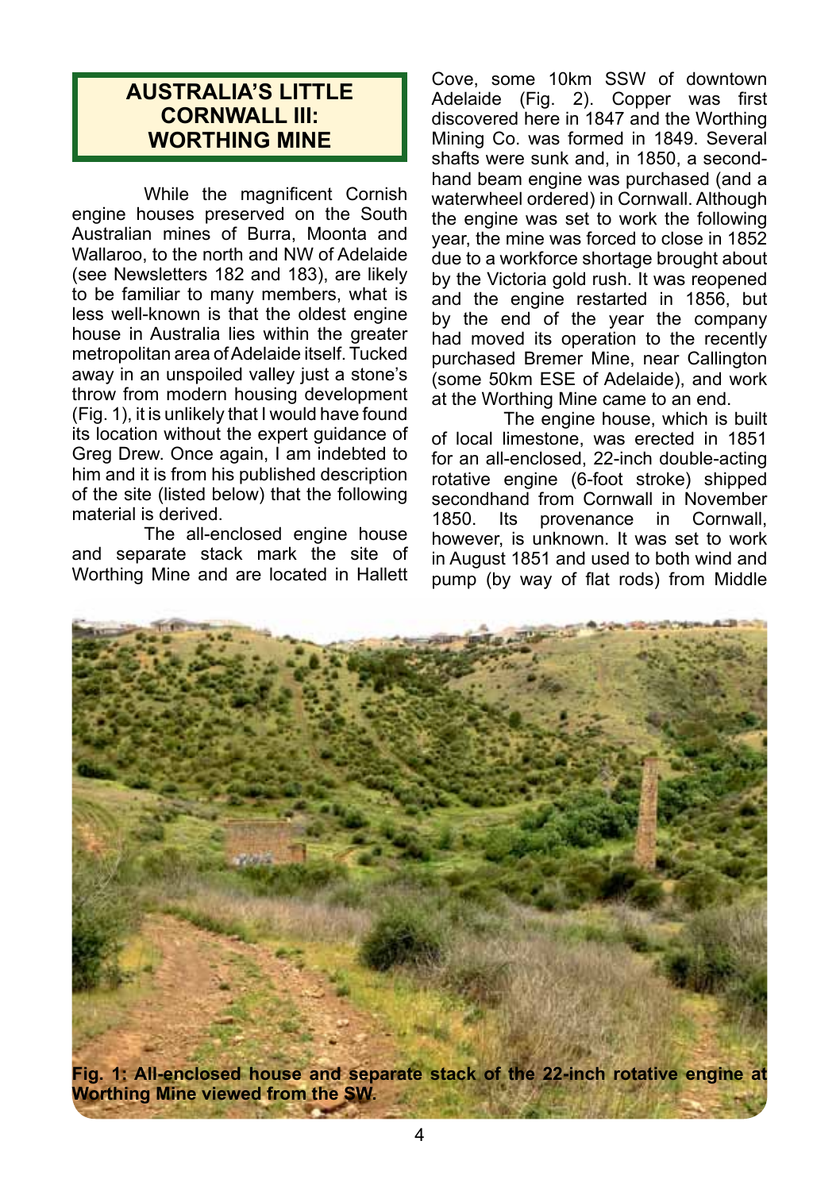# AUSTRALIA'S LITTLE CORNWALL III: WORTHING MINE

While the magnificent Cornish engine houses preserved on the South Australian mines of Burra, Moonta and Wallaroo, to the north and NW of Adelaide (see Newsletters 182 and 183), are likely to be familiar to many members, what is less well-known is that the oldest engine house in Australia lies within the greater metropolitan area of Adelaide itself. Tucked away in an unspoiled valley just a stone's throw from modern housing development (Fig. 1), it is unlikely that I would have found its location without the expert guidance of Greg Drew. Once again, I am indebted to him and it is from his published description of the site (listed below) that the following material is derived.

The all-enclosed engine house and separate stack mark the site of Worthing Mine and are located in Hallett Cove, some 10km SSW of downtown Adelaide (Fig. 2). Copper was first discovered here in 1847 and the Worthing Mining Co. was formed in 1849. Several shafts were sunk and, in 1850, a second-hand beam engine was purchased (and a waterwheel ordered) in Cornwall. Although the engine was set to work the following year, the mine was forced to close in 1852 due to a workforce shortage brought about by the Victoria gold rush. It was reopened and the engine restarted in 1856, but by the end of the year the company had moved its operation to the recently purchased Bremer Mine, near Callington (some 50km ESE of Adelaide), and work at the Worthing Mine came to an end.

The engine house, which is built of local limestone, was erected in 1851 for an all-enclosed, 22-inch double-acting rotative engine (6-foot stroke) shipped secondhand from Cornwall in November 1850. Its provenance in Cornwall, however, is unknown. It was set to work in August 1851 and used to both wind and pump (by way of flat rods) from Middle

**Fig. 1: All-enclosed house and separate stack of the 22-inch rotative engine at Worthing Mine viewed from the SW.**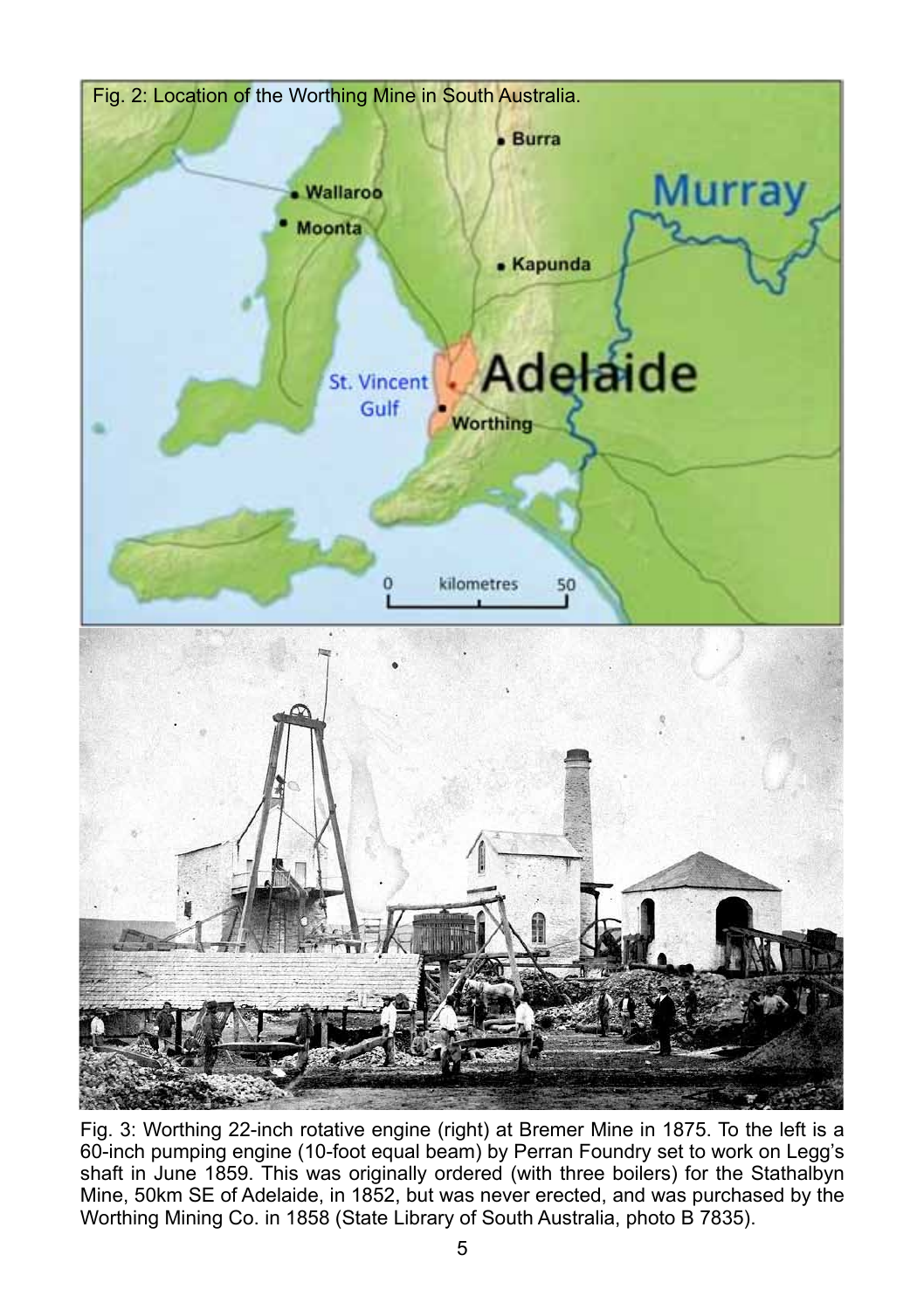Fig. 2: Location of the Worthing Mine in South Australia.

Fig. 3: Worthing 22-inch rotative engine (right) at Bremer Mine in 1875. To the left is a 60-inch pumping engine (10-foot equal beam) by Perran Foundry set to work on Legg's shaft in June 1859. This was originally ordered (with three boilers) for the Stathalbyn Mine, 50km SE of Adelaide, in 1852, but was never erected, and was purchased by the Worthing Mining Co. in 1858 (State Library of South Australia, photo B 7835).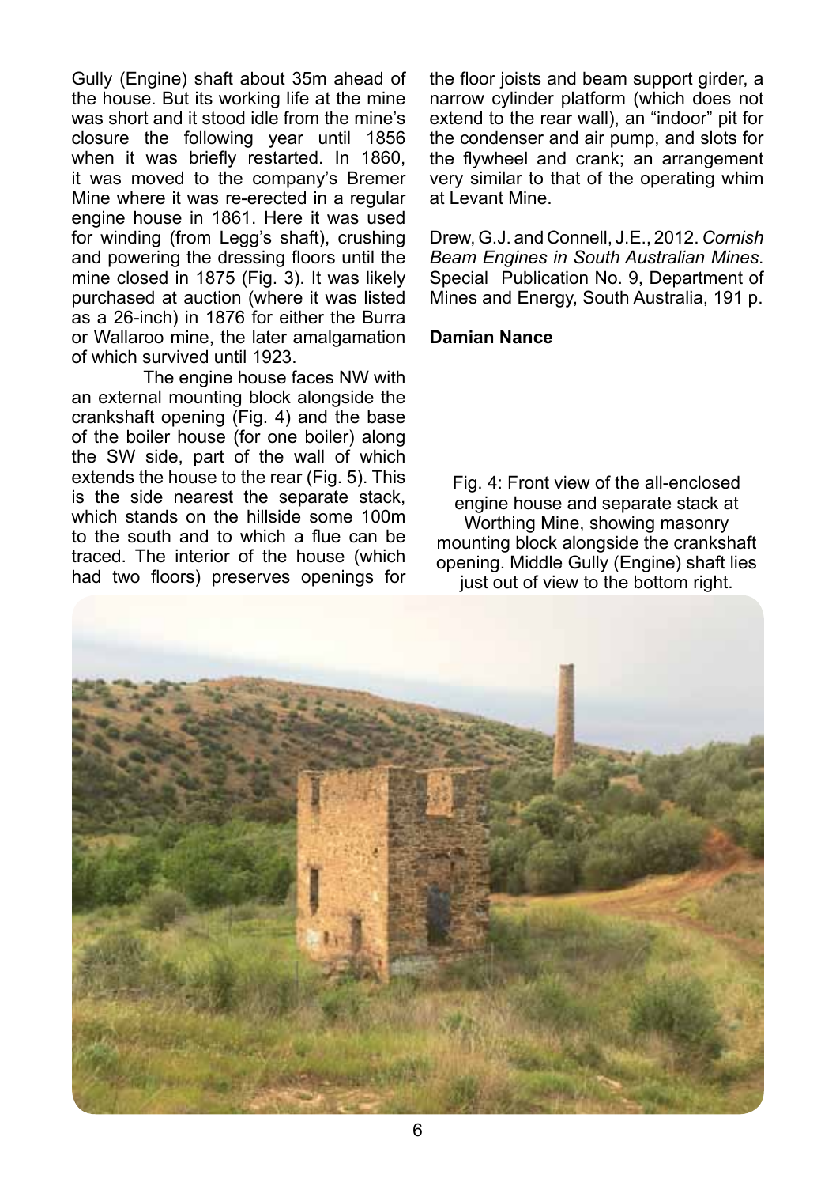Gully (Engine) shaft about 35m ahead of the house. But its working life at the mine was short and it stood idle from the mine's closure the following year until 1856 when it was briefly restarted. In 1860, it was moved to the company's Bremer Mine where it was re-erected in a regular engine house in 1861. Here it was used for winding (from Legg's shaft), crushing and powering the dressing floors until the mine closed in 1875 (Fig. 3). It was likely purchased at auction (where it was listed as a 26-inch) in 1876 for either the Burra or Wallaroo mine, the later amalgamation of which survived until 1923.

The engine house faces NW with an external mounting block alongside the crankshaft opening (Fig. 4) and the base of the boiler house (for one boiler) along the SW side, part of the wall of which extends the house to the rear (Fig. 5). This is the side nearest the separate stack, which stands on the hillside some 100m to the south and to which a flue can be traced. The interior of the house (which had two floors) preserves openings for the floor joists and beam support girder, a narrow cylinder platform (which does not extend to the rear wall), an "indoor" pit for the condenser and air pump, and slots for the flywheel and crank; an arrangement very similar to that of the operating whim at Levant Mine.

Drew, G.J. and Connell, J.E., 2012. *Cornish Beam Engines in South Australian Mines*. Special Publication No. 9, Department of Mines and Energy, South Australia, 191 p.

**Damian Nance**

Fig. 4: Front view of the all-enclosed engine house and separate stack at Worthing Mine, showing masonry mounting block alongside the crankshaft opening. Middle Gully (Engine) shaft lies just out of view to the bottom right.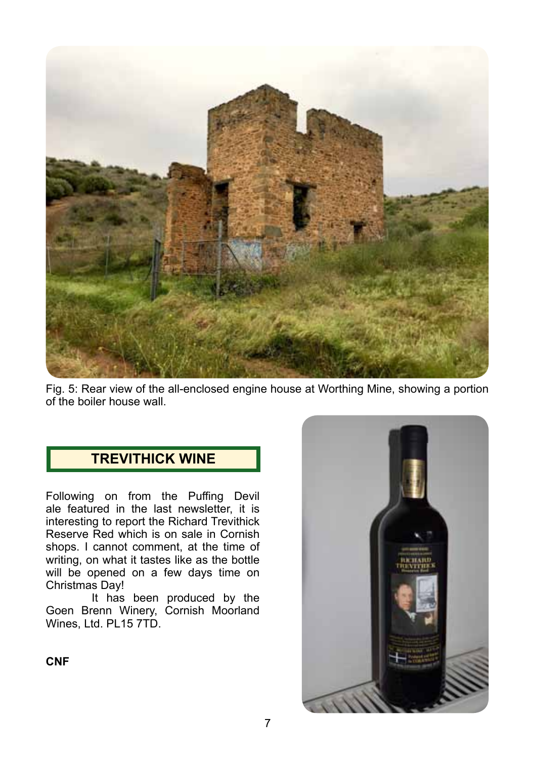Fig. 5: Rear view of the all-enclosed engine house at Worthing Mine, showing a portion of the boiler house wall.

## TREVITHICK WINE

Following on from the Puffing Devil ale featured in the last newsletter, it is interesting to report the Richard Trevithick Reserve Red which is on sale in Cornish shops. I cannot comment, at the time of writing, on what it tastes like as the bottle will be opened on a few days time on Christmas Day!

It has been produced by the Goen Brenn Winery, Cornish Moorland Wines, Ltd. PL15 7TD.

**CNF**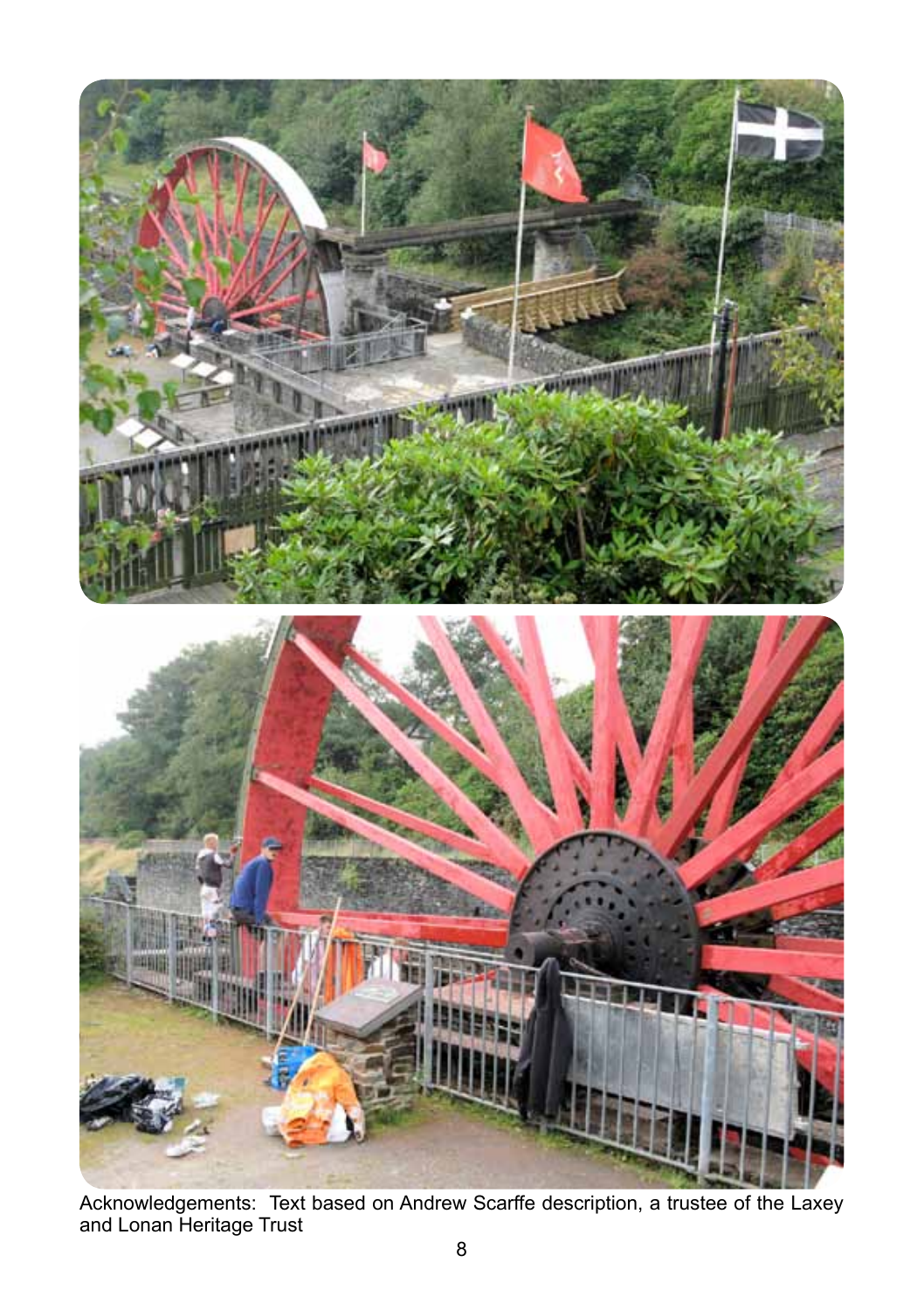Acknowledgements: Text based on Andrew Scarffe description, a trustee of the Laxey and Lonan Heritage Trust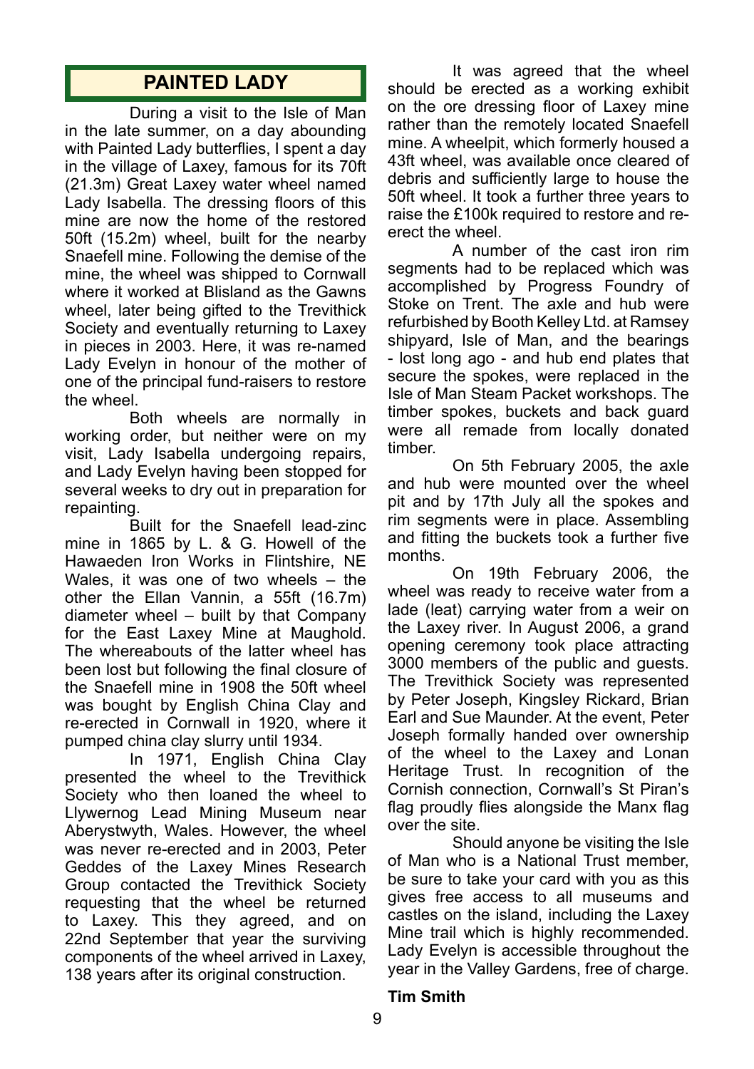## PAINTED LADY

During a visit to the Isle of Man in the late summer, on a day abounding with Painted Lady butterflies, I spent a day in the village of Laxey, famous for its 70ft (21.3m) Great Laxey water wheel named Lady Isabella. The dressing floors of this mine are now the home of the restored 50ft (15.2m) wheel, built for the nearby Snaefell mine. Following the demise of the mine, the wheel was shipped to Cornwall where it worked at Blisland as the Gawns wheel, later being gifted to the Trevithick Society and eventually returning to Laxey in pieces in 2003. Here, it was re-named Lady Evelyn in honour of the mother of one of the principal fund-raisers to restore the wheel.

Both wheels are normally in working order, but neither were on my visit, Lady Isabella undergoing repairs, and Lady Evelyn having been stopped for several weeks to dry out in preparation for repainting.

Built for the Snaefell lead-zinc mine in 1865 by L. & G. Howell of the Hawaeden Iron Works in Flintshire, NE Wales, it was one of two wheels – the other the Ellan Vannin, a 55ft (16.7m) diameter wheel – built by that Company for the East Laxey Mine at Maughold. The whereabouts of the latter wheel has been lost but following the final closure of the Snaefell mine in 1908 the 50ft wheel was bought by English China Clay and re-erected in Cornwall in 1920, where it pumped china clay slurry until 1934.

In 1971, English China Clay presented the wheel to the Trevithick Society who then loaned the wheel to Llywernog Lead Mining Museum near Aberystwyth, Wales. However, the wheel was never re-erected and in 2003, Peter Geddes of the Laxey Mines Research Group contacted the Trevithick Society requesting that the wheel be returned to Laxey. This they agreed, and on 22nd September that year the surviving components of the wheel arrived in Laxey, 138 years after its original construction.

It was agreed that the wheel should be erected as a working exhibit on the ore dressing floor of Laxey mine rather than the remotely located Snaefell mine. A wheelpit, which formerly housed a 43ft wheel, was available once cleared of debris and sufficiently large to house the 50ft wheel. It took a further three years to raise the £100k required to restore and re-erect the wheel.

A number of the cast iron rim segments had to be replaced which was accomplished by Progress Foundry of Stoke on Trent. The axle and hub were refurbished by Booth Kelley Ltd. at Ramsey shipyard, Isle of Man, and the bearings - lost long ago - and hub end plates that secure the spokes, were replaced in the Isle of Man Steam Packet workshops. The timber spokes, buckets and back guard were all remade from locally donated timber.

On 5th February 2005, the axle and hub were mounted over the wheel pit and by 17th July all the spokes and rim segments were in place. Assembling and fitting the buckets took a further five months.

On 19th February 2006, the wheel was ready to receive water from a lade (leat) carrying water from a weir on the Laxey river. In August 2006, a grand opening ceremony took place attracting 3000 members of the public and guests. The Trevithick Society was represented by Peter Joseph, Kingsley Rickard, Brian Earl and Sue Maunder. At the event, Peter Joseph formally handed over ownership of the wheel to the Laxey and Lonan Heritage Trust. In recognition of the Cornish connection, Cornwall's St Piran's flag proudly flies alongside the Manx flag over the site.

Should anyone be visiting the Isle of Man who is a National Trust member, be sure to take your card with you as this gives free access to all museums and castles on the island, including the Laxey Mine trail which is highly recommended. Lady Evelyn is accessible throughout the year in the Valley Gardens, free of charge.

**Tim Smith**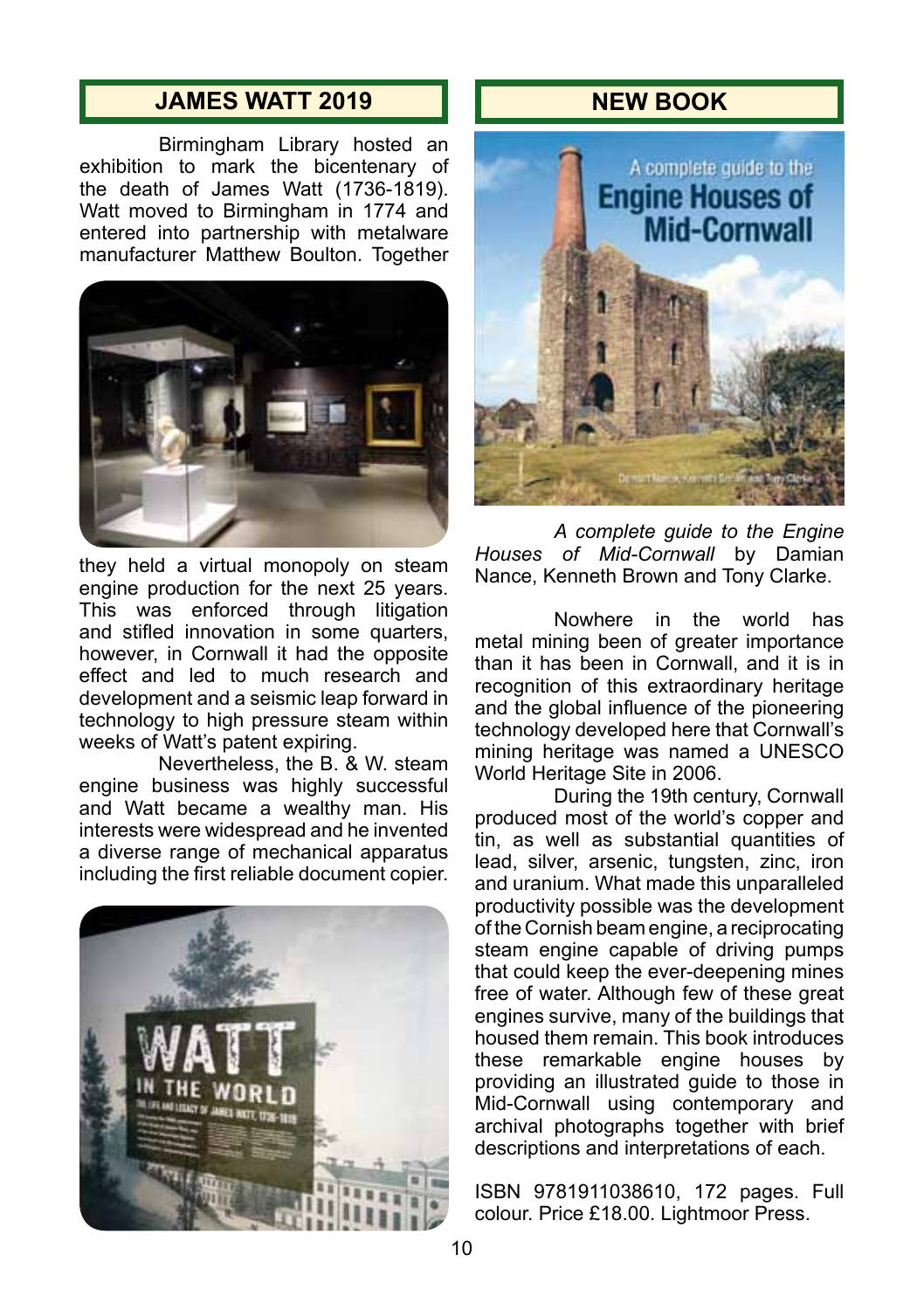## JAMES WATT 2019

Birmingham Library hosted an exhibition to mark the bicentenary of the death of James Watt (1736-1819). Watt moved to Birmingham in 1774 and entered into partnership with metalware manufacturer Matthew Boulton. Together they held a virtual monopoly on steam engine production for the next 25 years. This was enforced through litigation and stifled innovation in some quarters, however, in Cornwall it had the opposite effect and led to much research and development and a seismic leap forward in technology to high pressure steam within weeks of Watt's patent expiring.

Nevertheless, the B. & W. steam engine business was highly successful and Watt became a wealthy man. His interests were widespread and he invented a diverse range of mechanical apparatus including the first reliable document copier.

## NEW BOOK

*A complete guide to the Engine Houses of Mid-Cornwall* by Damian Nance, Kenneth Brown and Tony Clarke.

Nowhere in the world has metal mining been of greater importance than it has been in Cornwall, and it is in recognition of this extraordinary heritage and the global influence of the pioneering technology developed here that Cornwall's mining heritage was named a UNESCO World Heritage Site in 2006.

During the 19th century, Cornwall produced most of the world's copper and tin, as well as substantial quantities of lead, silver, arsenic, tungsten, zinc, iron and uranium. What made this unparalleled productivity possible was the development of the Cornish beam engine, a reciprocating steam engine capable of driving pumps that could keep the ever-deepening mines free of water. Although few of these great engines survive, many of the buildings that housed them remain. This book introduces these remarkable engine houses by providing an illustrated guide to those in Mid-Cornwall using contemporary and archival photographs together with brief descriptions and interpretations of each.

ISBN 9781911038610, 172 pages. Full colour. Price £18.00. Lightmoor Press.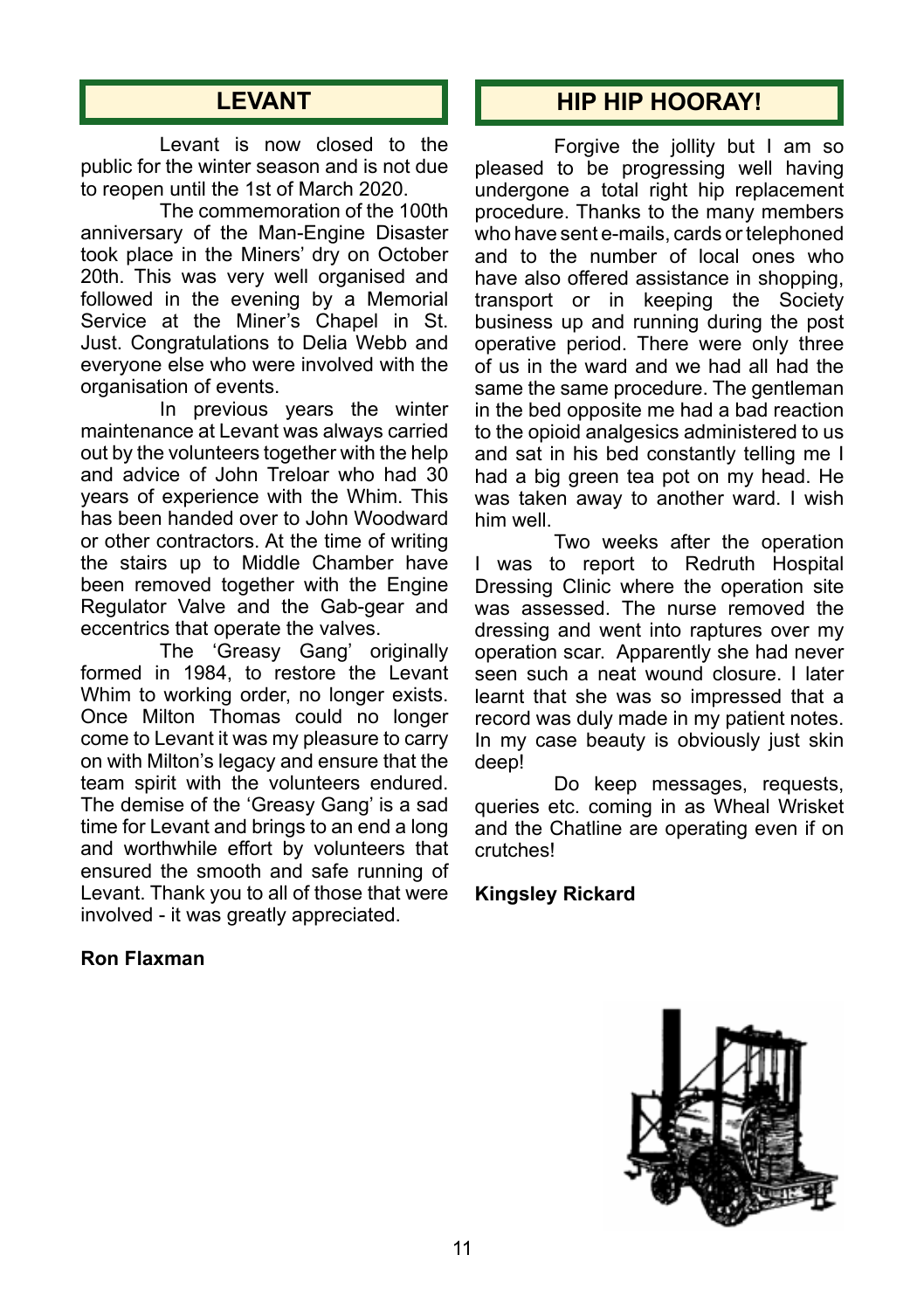## LEVANT

Levant is now closed to the public for the winter season and is not due to reopen until the 1st of March 2020.

The commemoration of the 100th anniversary of the Man-Engine Disaster took place in the Miners' dry on October 20th. This was very well organised and followed in the evening by a Memorial Service at the Miner's Chapel in St. Just. Congratulations to Delia Webb and everyone else who were involved with the organisation of events.

In previous years the winter maintenance at Levant was always carried out by the volunteers together with the help and advice of John Treloar who had 30 years of experience with the Whim. This has been handed over to John Woodward or other contractors. At the time of writing the stairs up to Middle Chamber have been removed together with the Engine Regulator Valve and the Gab-gear and eccentrics that operate the valves.

The 'Greasy Gang' originally formed in 1984, to restore the Levant Whim to working order, no longer exists. Once Milton Thomas could no longer come to Levant it was my pleasure to carry on with Milton's legacy and ensure that the team spirit with the volunteers endured. The demise of the 'Greasy Gang' is a sad time for Levant and brings to an end a long and worthwhile effort by volunteers that ensured the smooth and safe running of Levant. Thank you to all of those that were involved - it was greatly appreciated.

**Ron Flaxman**

## HIP HIP HOORAY!

Forgive the jollity but I am so pleased to be progressing well having undergone a total right hip replacement procedure. Thanks to the many members who have sent e-mails, cards or telephoned and to the number of local ones who have also offered assistance in shopping, transport or in keeping the Society business up and running during the post operative period. There were only three of us in the ward and we had all had the same the same procedure. The gentleman in the bed opposite me had a bad reaction to the opioid analgesics administered to us and sat in his bed constantly telling me I had a big green tea pot on my head. He was taken away to another ward. I wish him well.

Two weeks after the operation I was to report to Redruth Hospital Dressing Clinic where the operation site was assessed. The nurse removed the dressing and went into raptures over my operation scar. Apparently she had never seen such a neat wound closure. I later learnt that she was so impressed that a record was duly made in my patient notes. In my case beauty is obviously just skin deep!

Do keep messages, requests, queries etc. coming in as Wheal Wrisket and the Chatline are operating even if on crutches!

**Kingsley Rickard**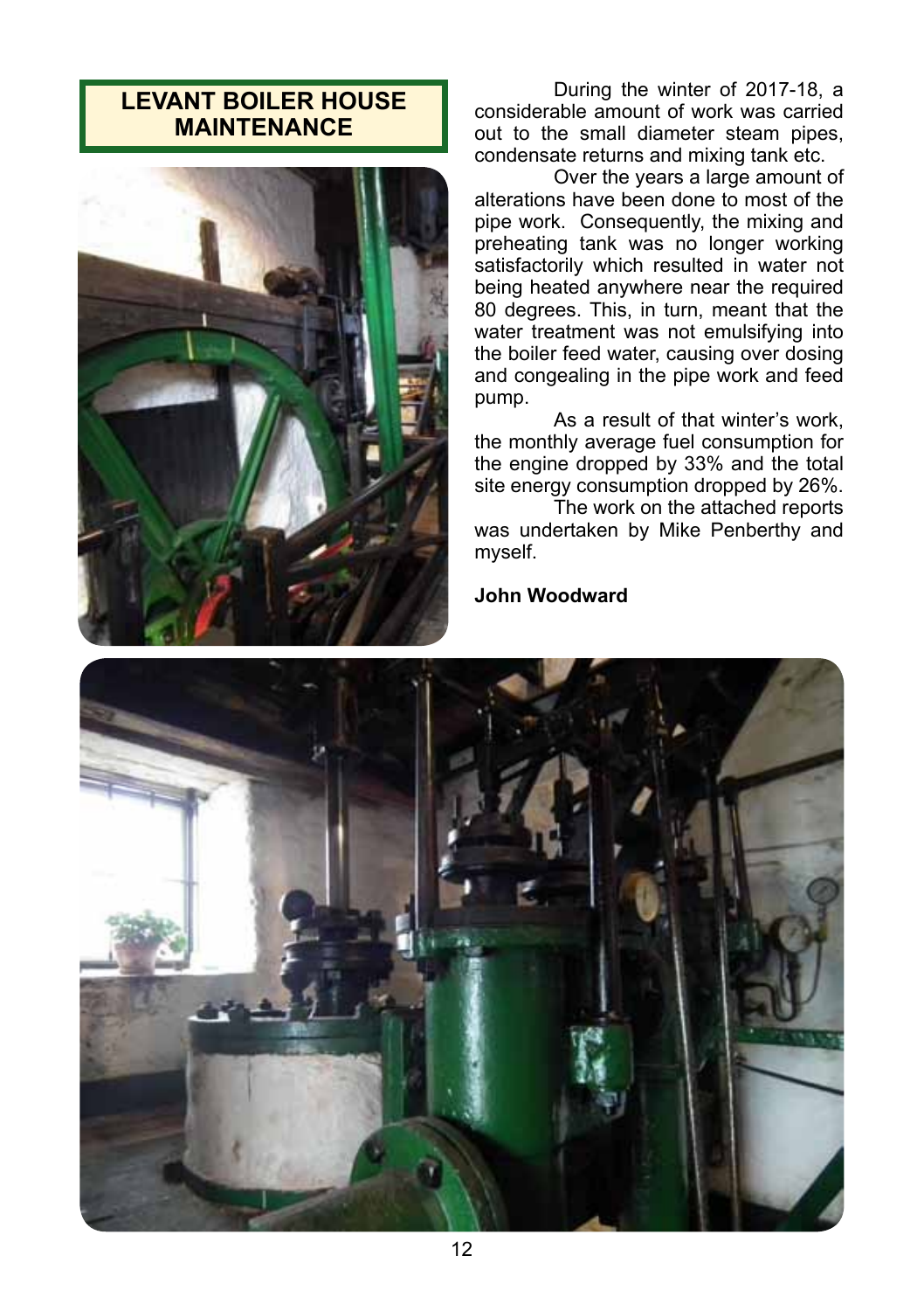# LEVANT BOILER HOUSE MAINTENANCE

During the winter of 2017-18, a considerable amount of work was carried out to the small diameter steam pipes, condensate returns and mixing tank etc.

Over the years a large amount of alterations have been done to most of the pipe work. Consequently, the mixing and preheating tank was no longer working satisfactorily which resulted in water not being heated anywhere near the required 80 degrees. This, in turn, meant that the water treatment was not emulsifying into the boiler feed water, causing over dosing and congealing in the pipe work and feed pump.

As a result of that winter's work, the monthly average fuel consumption for the engine dropped by 33% and the total site energy consumption dropped by 26%.

The work on the attached reports was undertaken by Mike Penberthy and myself.

**John Woodward**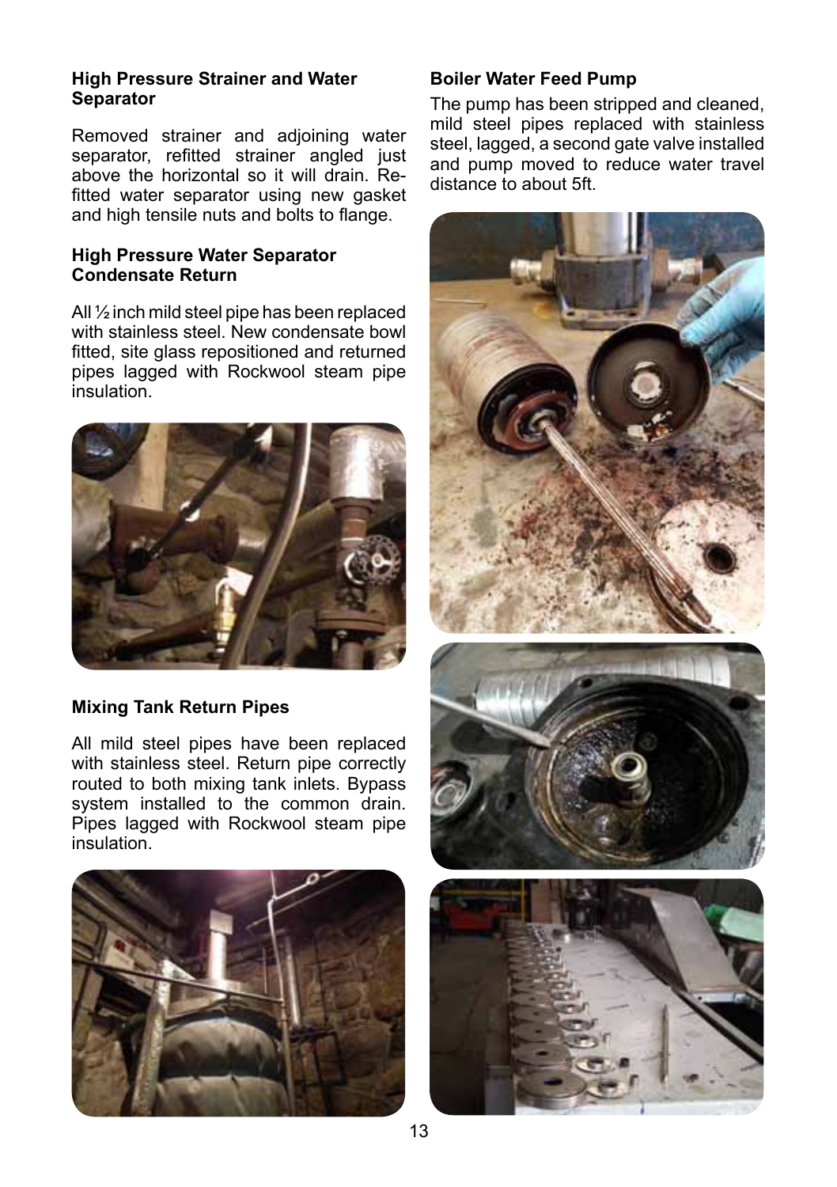### High Pressure Strainer and Water Separator

Removed strainer and adjoining water separator, refitted strainer angled just above the horizontal so it will drain. Re-fitted water separator using new gasket and high tensile nuts and bolts to flange.

### High Pressure Water Separator Condensate Return

All ½ inch mild steel pipe has been replaced with stainless steel. New condensate bowl fitted, site glass repositioned and returned pipes lagged with Rockwool steam pipe insulation.

### Mixing Tank Return Pipes

All mild steel pipes have been replaced with stainless steel. Return pipe correctly routed to both mixing tank inlets. Bypass system installed to the common drain. Pipes lagged with Rockwool steam pipe insulation.

### Boiler Water Feed Pump

The pump has been stripped and cleaned, mild steel pipes replaced with stainless steel, lagged, a second gate valve installed and pump moved to reduce water travel distance to about 5ft.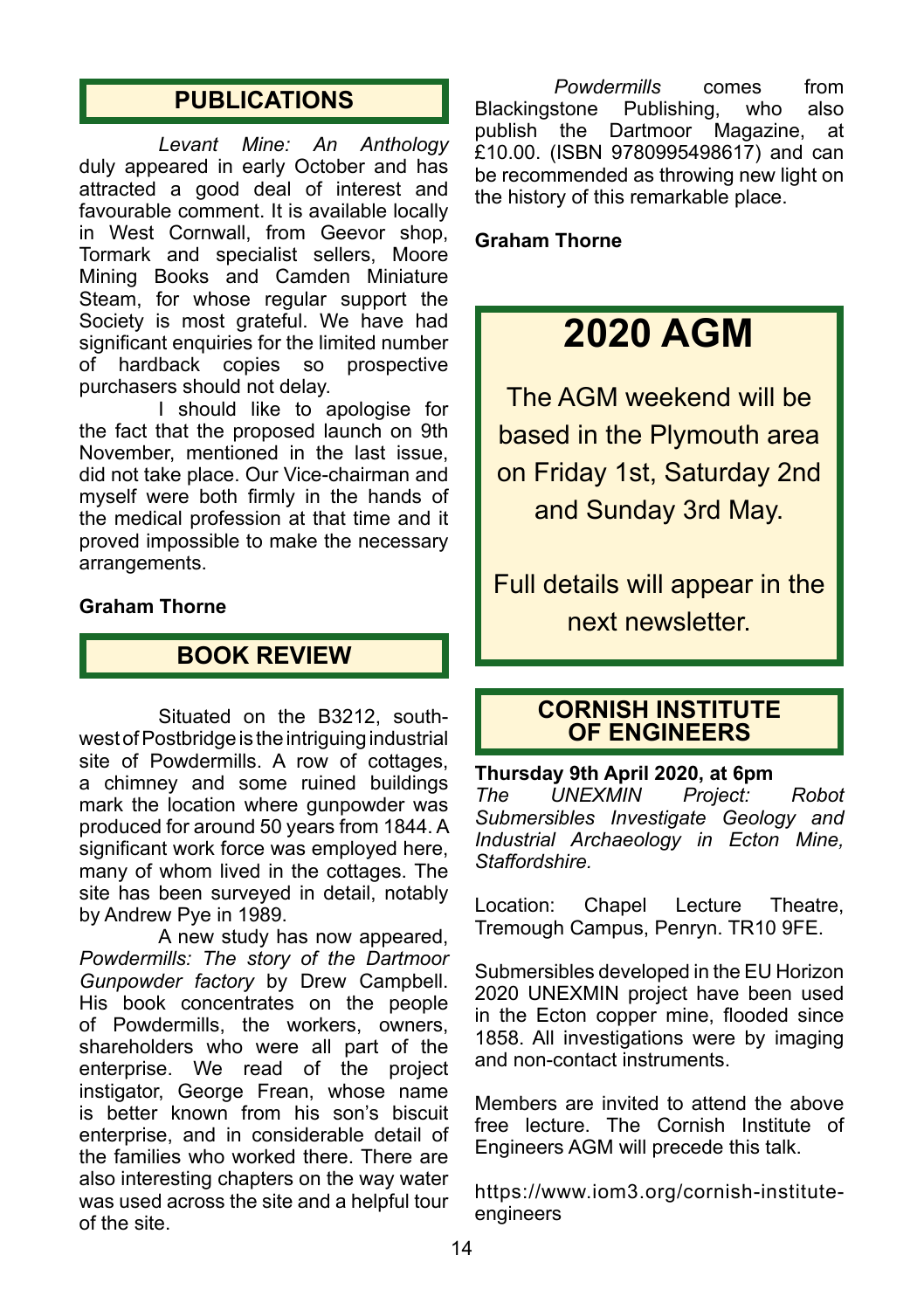## PUBLICATIONS

*Levant Mine: An Anthology* duly appeared in early October and has attracted a good deal of interest and favourable comment. It is available locally in West Cornwall, from Geevor shop, Tormark and specialist sellers, Moore Mining Books and Camden Miniature Steam, for whose regular support the Society is most grateful. We have had significant enquiries for the limited number of hardback copies so prospective purchasers should not delay.

I should like to apologise for the fact that the proposed launch on 9th November, mentioned in the last issue, did not take place. Our Vice-chairman and myself were both firmly in the hands of the medical profession at that time and it proved impossible to make the necessary arrangements.

**Graham Thorne**

## BOOK REVIEW

Situated on the B3212, south-west of Postbridge is the intriguing industrial site of Powdermills. A row of cottages, a chimney and some ruined buildings mark the location where gunpowder was produced for around 50 years from 1844. A significant work force was employed here, many of whom lived in the cottages. The site has been surveyed in detail, notably by Andrew Pye in 1989.

A new study has now appeared, *Powdermills: The story of the Dartmoor Gunpowder factory* by Drew Campbell. His book concentrates on the people of Powdermills, the workers, owners, shareholders who were all part of the enterprise. We read of the project instigator, George Frean, whose name is better known from his son's biscuit enterprise, and in considerable detail of the families who worked there. There are also interesting chapters on the way water was used across the site and a helpful tour of the site.

*Powdermills* comes from Blackingstone Publishing, who also publish the Dartmoor Magazine, at £10.00. (ISBN 9780995498617) and can be recommended as throwing new light on the history of this remarkable place.

**Graham Thorne**

## 2020 AGM

The AGM weekend will be based in the Plymouth area on Friday 1st, Saturday 2nd and Sunday 3rd May.

Full details will appear in the next newsletter.

## CORNISH INSTITUTE OF ENGINEERS

**Thursday 9th April 2020, at 6pm**
*The UNEXMIN Project: Robot Submersibles Investigate Geology and Industrial Archaeology in Ecton Mine, Staffordshire.*

Location: Chapel Lecture Theatre, Tremough Campus, Penryn. TR10 9FE.

Submersibles developed in the EU Horizon 2020 UNEXMIN project have been used in the Ecton copper mine, flooded since 1858. All investigations were by imaging and non-contact instruments.

Members are invited to attend the above free lecture. The Cornish Institute of Engineers AGM will precede this talk.

https://www.iom3.org/cornish-institute-engineers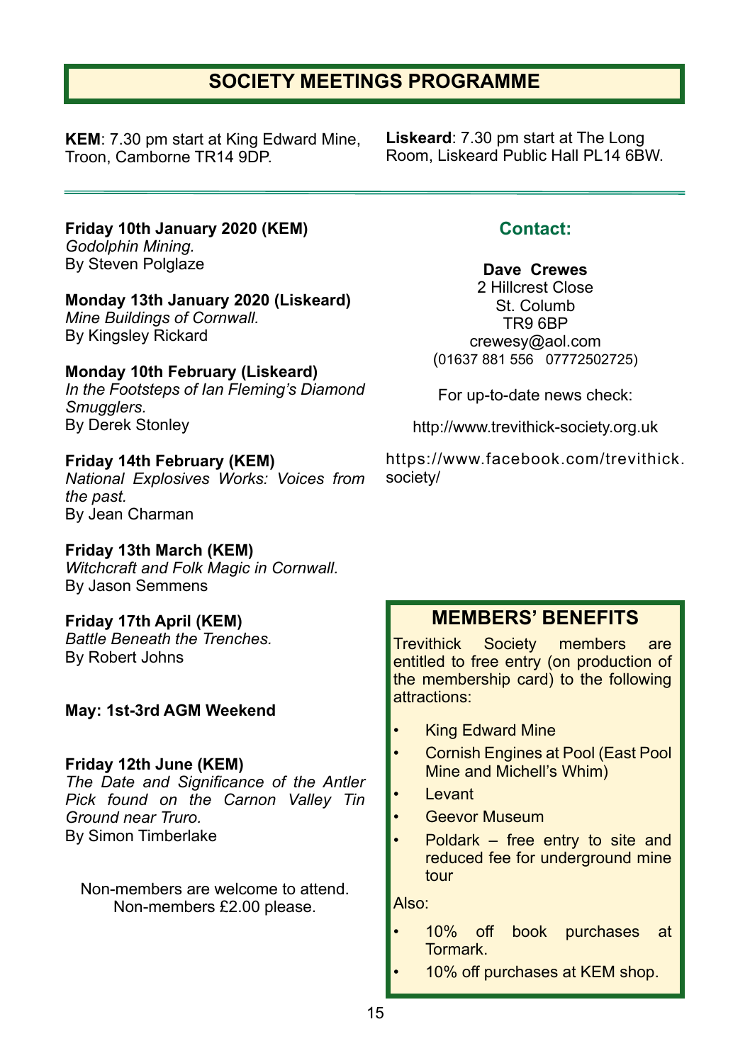# SOCIETY MEETINGS PROGRAMME

**KEM**: 7.30 pm start at King Edward Mine, Troon, Camborne TR14 9DP.

**Liskeard**: 7.30 pm start at The Long Room, Liskeard Public Hall PL14 6BW.

---

**Friday 10th January 2020 (KEM)**
*Godolphin Mining.*
By Steven Polglaze

**Monday 13th January 2020 (Liskeard)**
*Mine Buildings of Cornwall.*
By Kingsley Rickard

**Monday 10th February (Liskeard)**
*In the Footsteps of Ian Fleming's Diamond Smugglers.*
By Derek Stonley

**Friday 14th February (KEM)**
*National Explosives Works: Voices from the past.*
By Jean Charman

**Friday 13th March (KEM)**
*Witchcraft and Folk Magic in Cornwall.*
By Jason Semmens

**Friday 17th April (KEM)**
*Battle Beneath the Trenches.*
By Robert Johns

**May: 1st-3rd AGM Weekend**

**Friday 12th June (KEM)**
*The Date and Significance of the Antler Pick found on the Carnon Valley Tin Ground near Truro.*
By Simon Timberlake

Non-members are welcome to attend.
Non-members £2.00 please.

## Contact:

**Dave Crewes**
2 Hillcrest Close
St. Columb
TR9 6BP
crewesy@aol.com
(01637 881 556 07772502725)

For up-to-date news check:

http://www.trevithick-society.org.uk

https://www.facebook.com/trevithick.society/

## MEMBERS' BENEFITS

Trevithick Society members are entitled to free entry (on production of the membership card) to the following attractions:

- King Edward Mine
- Cornish Engines at Pool (East Pool Mine and Michell's Whim)
- Levant
- Geevor Museum
- Poldark – free entry to site and reduced fee for underground mine tour

Also:

- 10% off book purchases at Tormark.
- 10% off purchases at KEM shop.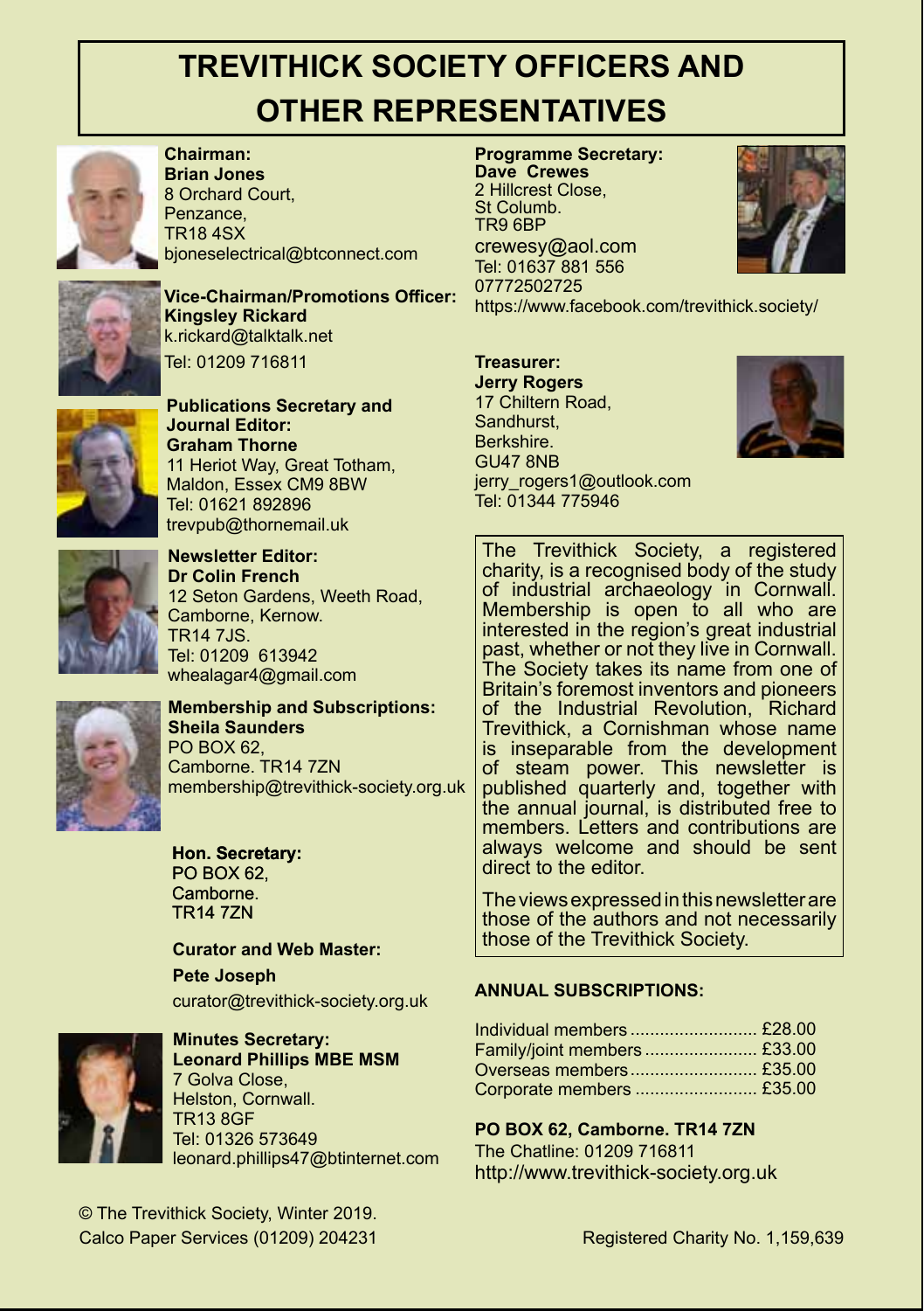# TREVITHICK SOCIETY OFFICERS AND OTHER REPRESENTATIVES

**Chairman:**
**Brian Jones**
8 Orchard Court,
Penzance,
TR18 4SX
bjoneselectrical@btconnect.com

**Vice-Chairman/Promotions Officer:**
**Kingsley Rickard**
k.rickard@talktalk.net
Tel: 01209 716811

**Publications Secretary and Journal Editor:**
**Graham Thorne**
11 Heriot Way, Great Totham,
Maldon, Essex CM9 8BW
Tel: 01621 892896
trevpub@thornemail.uk

**Newsletter Editor:**
**Dr Colin French**
12 Seton Gardens, Weeth Road,
Camborne, Kernow.
TR14 7JS.
Tel: 01209 613942
whealagar4@gmail.com

**Membership and Subscriptions:**
**Sheila Saunders**
PO BOX 62,
Camborne. TR14 7ZN
membership@trevithick-society.org.uk

**Hon. Secretary:**
PO BOX 62,
Camborne.
TR14 7ZN

**Curator and Web Master:**
**Pete Joseph**
curator@trevithick-society.org.uk

**Minutes Secretary:**
**Leonard Phillips MBE MSM**
7 Golva Close,
Helston, Cornwall.
TR13 8GF
Tel: 01326 573649
leonard.phillips47@btinternet.com

**Programme Secretary:**
**Dave Crewes**
2 Hillcrest Close,
St Columb.
TR9 6BP
crewesy@aol.com
Tel: 01637 881 556
07772502725
https://www.facebook.com/trevithick.society/

**Treasurer:**
**Jerry Rogers**
17 Chiltern Road,
Sandhurst,
Berkshire.
GU47 8NB
jerry_rogers1@outlook.com
Tel: 01344 775946

The Trevithick Society, a registered charity, is a recognised body of the study of industrial archaeology in Cornwall. Membership is open to all who are interested in the region's great industrial past, whether or not they live in Cornwall. The Society takes its name from one of Britain's foremost inventors and pioneers of the Industrial Revolution, Richard Trevithick, a Cornishman whose name is inseparable from the development of steam power. This newsletter is published quarterly and, together with the annual journal, is distributed free to members. Letters and contributions are always welcome and should be sent direct to the editor.

The views expressed in this newsletter are those of the authors and not necessarily those of the Trevithick Society.

**ANNUAL SUBSCRIPTIONS:**

| | |
|---|---|
| Individual members | £28.00 |
| Family/joint members | £33.00 |
| Overseas members | £35.00 |
| Corporate members | £35.00 |

**PO BOX 62, Camborne. TR14 7ZN**
The Chatline: 01209 716811
http://www.trevithick-society.org.uk

© The Trevithick Society, Winter 2019.
Calco Paper Services (01209) 204231

Registered Charity No. 1,159,639